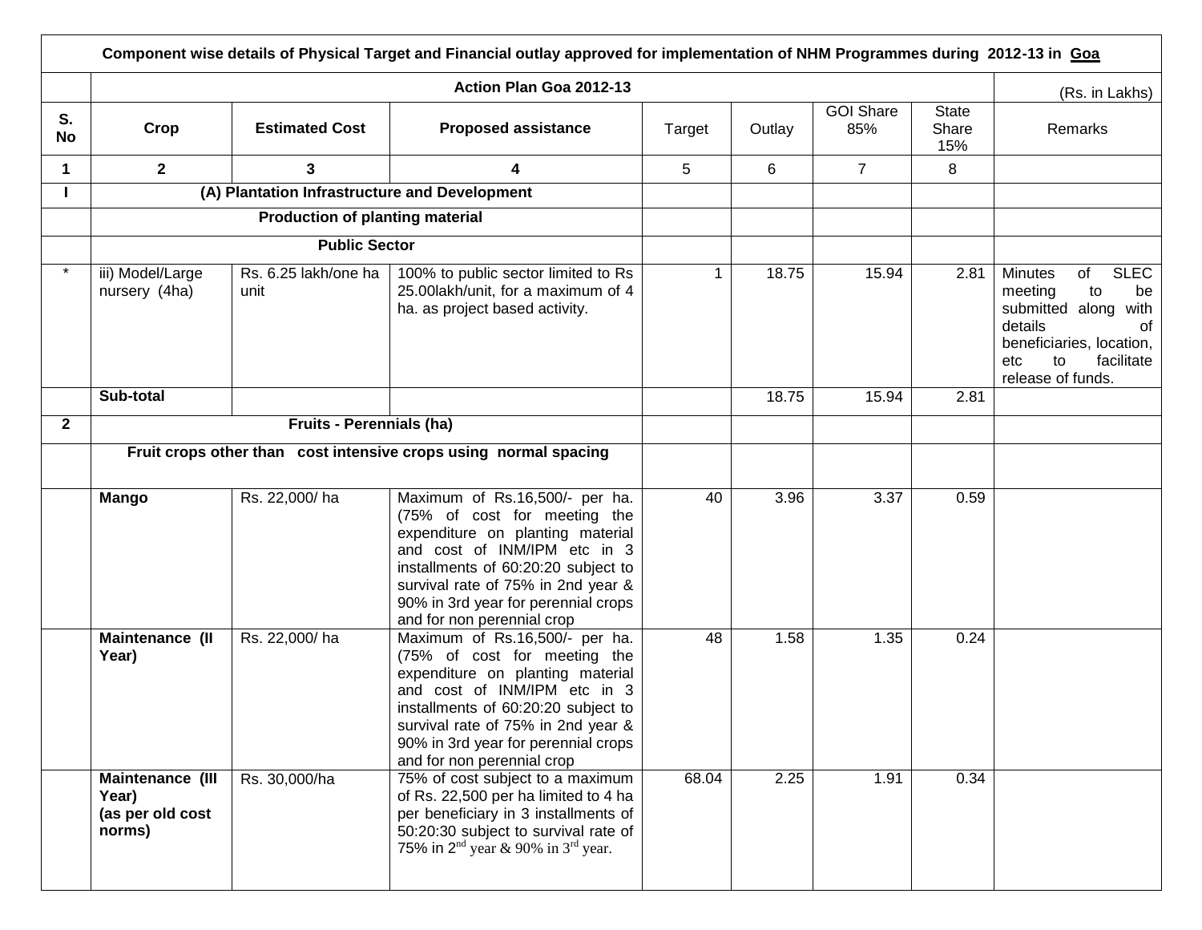| Component wise details of Physical Target and Financial outlay approved for implementation of NHM Programmes during 2012-13 in Goa | | | | | | | | |
|---|---|---|---|---|---|---|---|---|
| | Action Plan Goa 2012-13 | | | | | | | (Rs. in Lakhs) |
| S. No | Crop | Estimated Cost | Proposed assistance | Target | Outlay | GOI Share 85% | State Share 15% | Remarks |
| 1 | 2 | 3 | 4 | 5 | 6 | 7 | 8 | |
| I | (A) Plantation Infrastructure and Development | | | | | | | |
| | Production of planting material | | | | | | | |
| | Public Sector | | | | | | | |
| * | iii) Model/Large nursery (4ha) | Rs. 6.25 lakh/one ha unit | 100% to public sector limited to Rs 25.00lakh/unit, for a maximum of 4 ha. as project based activity. | 1 | 18.75 | 15.94 | 2.81 | Minutes of SLEC meeting to be submitted along with details of beneficiaries, location, etc to facilitate release of funds. |
| | **Sub-total** | | | | 18.75 | 15.94 | 2.81 | |
| 2 | Fruits - Perennials (ha) | | | | | | | |
| | Fruit crops other than cost intensive crops using normal spacing | | | | | | | |
| | **Mango** | Rs. 22,000/ ha | Maximum of Rs.16,500/- per ha. (75% of cost for meeting the expenditure on planting material and cost of INM/IPM etc in 3 installments of 60:20:20 subject to survival rate of 75% in 2nd year & 90% in 3rd year for perennial crops and for non perennial crop | 40 | 3.96 | 3.37 | 0.59 | |
| | **Maintenance (II Year)** | Rs. 22,000/ ha | Maximum of Rs.16,500/- per ha. (75% of cost for meeting the expenditure on planting material and cost of INM/IPM etc in 3 installments of 60:20:20 subject to survival rate of 75% in 2nd year & 90% in 3rd year for perennial crops and for non perennial crop | 48 | 1.58 | 1.35 | 0.24 | |
| | **Maintenance (III Year) (as per old cost norms)** | Rs. 30,000/ha | 75% of cost subject to a maximum of Rs. 22,500 per ha limited to 4 ha per beneficiary in 3 installments of 50:20:30 subject to survival rate of 75% in 2nd year & 90% in 3rd year. | 68.04 | 2.25 | 1.91 | 0.34 | |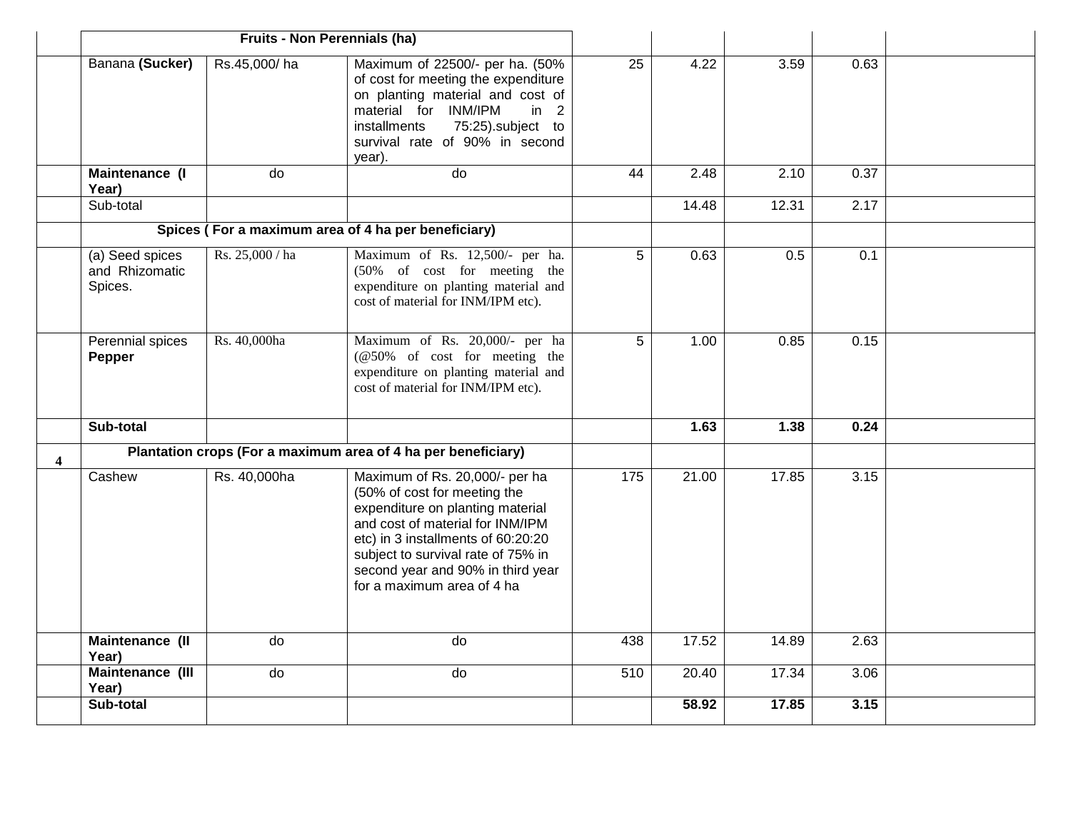|  | Fruits - Non Perennials (ha) | | | | | | | |
|---|---|---|---|---|---|---|---|---|
|  | Banana **(Sucker)** | Rs.45,000/ ha | Maximum of 22500/- per ha. (50% of cost for meeting the expenditure on planting material and cost of material for INM/IPM in 2 installments 75:25).subject to survival rate of 90% in second year). | 25 | 4.22 | 3.59 | 0.63 |  |
|  | **Maintenance (I Year)** | do | do | 44 | 2.48 | 2.10 | 0.37 |  |
|  | Sub-total |  |  |  | 14.48 | 12.31 | 2.17 |  |
|  | **Spices ( For a maximum area of 4 ha per beneficiary)** | | |  |  |  |  |  |
|  | (a) Seed spices and Rhizomatic Spices. | Rs. 25,000 / ha | Maximum of Rs. 12,500/- per ha. (50% of cost for meeting the expenditure on planting material and cost of material for INM/IPM etc). | 5 | 0.63 | 0.5 | 0.1 |  |
|  | Perennial spices **Pepper** | Rs. 40,000ha | Maximum of Rs. 20,000/- per ha (@50% of cost for meeting the expenditure on planting material and cost of material for INM/IPM etc). | 5 | 1.00 | 0.85 | 0.15 |  |
|  | **Sub-total** |  |  |  | **1.63** | **1.38** | **0.24** |  |
| **4** | **Plantation crops (For a maximum area of 4 ha per beneficiary)** | | |  |  |  |  |  |
|  | Cashew | Rs. 40,000ha | Maximum of Rs. 20,000/- per ha (50% of cost for meeting the expenditure on planting material and cost of material for INM/IPM etc) in 3 installments of 60:20:20 subject to survival rate of 75% in second year and 90% in third year for a maximum area of 4 ha | 175 | 21.00 | 17.85 | 3.15 |  |
|  | **Maintenance (II Year)** | do | do | 438 | 17.52 | 14.89 | 2.63 |  |
|  | **Maintenance (III Year)** | do | do | 510 | 20.40 | 17.34 | 3.06 |  |
|  | **Sub-total** |  |  |  | **58.92** | **17.85** | **3.15** |  |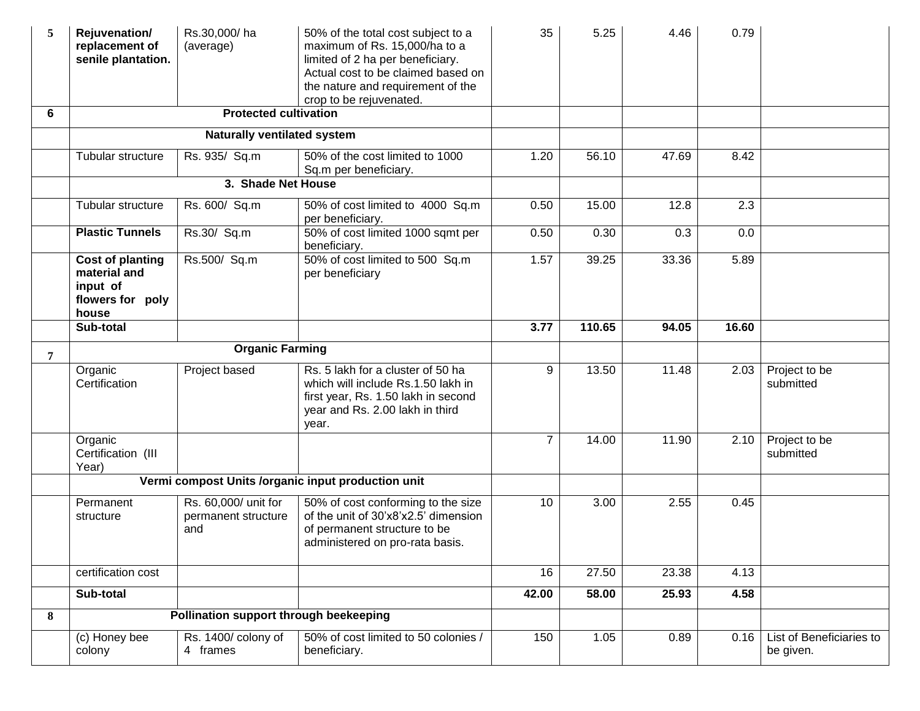| 5 | **Rejuvenation/ replacement of senile plantation.** | Rs.30,000/ ha (average) | 50% of the total cost subject to a maximum of Rs. 15,000/ha to a limited of 2 ha per beneficiary. Actual cost to be claimed based on the nature and requirement of the crop to be rejuvenated. | 35 | 5.25 | 4.46 | 0.79 | |
|---|---|---|---|---|---|---|---|---|
| **6** | **Protected cultivation** | | | | | | | |
| | **Naturally ventilated system** | | | | | | | |
| | Tubular structure | Rs. 935/ Sq.m | 50% of the cost limited to 1000 Sq.m per beneficiary. | 1.20 | 56.10 | 47.69 | 8.42 | |
| | **3. Shade Net House** | | | | | | | |
| | Tubular structure | Rs. 600/ Sq.m | 50% of cost limited to 4000 Sq.m per beneficiary. | 0.50 | 15.00 | 12.8 | 2.3 | |
| | **Plastic Tunnels** | Rs.30/ Sq.m | 50% of cost limited 1000 sqmt per beneficiary. | 0.50 | 0.30 | 0.3 | 0.0 | |
| | **Cost of planting material and input of flowers for poly house** | Rs.500/ Sq.m | 50% of cost limited to 500 Sq.m per beneficiary | 1.57 | 39.25 | 33.36 | 5.89 | |
| | **Sub-total** | | | **3.77** | **110.65** | **94.05** | **16.60** | |
| **7** | **Organic Farming** | | | | | | | |
| | Organic Certification | Project based | Rs. 5 lakh for a cluster of 50 ha which will include Rs.1.50 lakh in first year, Rs. 1.50 lakh in second year and Rs. 2.00 lakh in third year. | 9 | 13.50 | 11.48 | 2.03 | Project to be submitted |
| | Organic Certification (III Year) | | | 7 | 14.00 | 11.90 | 2.10 | Project to be submitted |
| | **Vermi compost Units /organic input production unit** | | | | | | | |
| | Permanent structure | Rs. 60,000/ unit for permanent structure and | 50% of cost conforming to the size of the unit of 30'x8'x2.5' dimension of permanent structure to be administered on pro-rata basis. | 10 | 3.00 | 2.55 | 0.45 | |
| | certification cost | | | 16 | 27.50 | 23.38 | 4.13 | |
| | **Sub-total** | | | **42.00** | **58.00** | **25.93** | **4.58** | |
| **8** | **Pollination support through beekeeping** | | | | | | | |
| | (c) Honey bee colony | Rs. 1400/ colony of 4 frames | 50% of cost limited to 50 colonies / beneficiary. | 150 | 1.05 | 0.89 | 0.16 | List of Beneficiaries to be given. |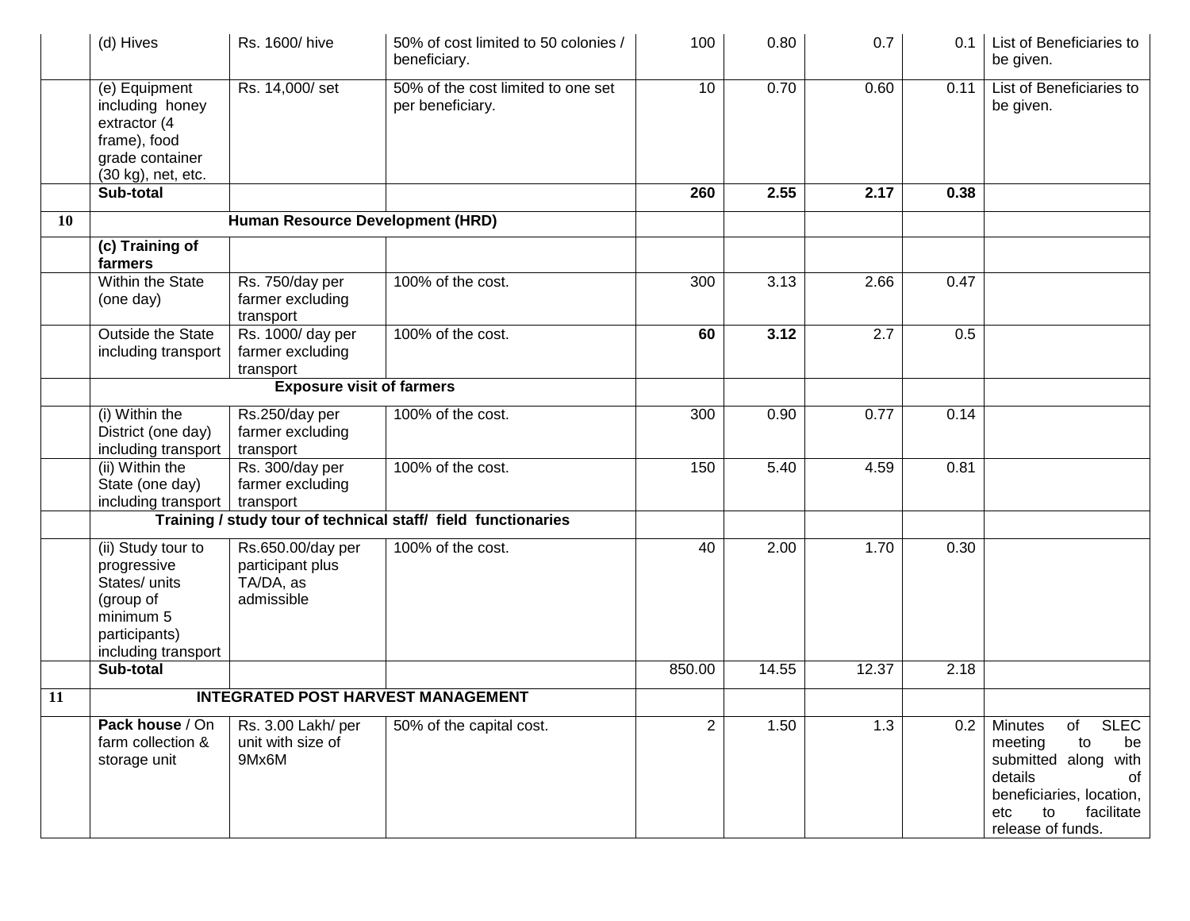|  | (d) Hives | Rs. 1600/ hive | 50% of cost limited to 50 colonies / beneficiary. | 100 | 0.80 | 0.7 | 0.1 | List of Beneficiaries to be given. |
|---|---|---|---|---|---|---|---|---|
|  | (e) Equipment including honey extractor (4 frame), food grade container (30 kg), net, etc. | Rs. 14,000/ set | 50% of the cost limited to one set per beneficiary. | 10 | 0.70 | 0.60 | 0.11 | List of Beneficiaries to be given. |
|  | **Sub-total** |  |  | **260** | **2.55** | **2.17** | **0.38** |  |
| **10** | **Human Resource Development (HRD)** |  |  |  |  |  |  |  |
|  | **(c) Training of farmers** |  |  |  |  |  |  |  |
|  | Within the State (one day) | Rs. 750/day per farmer excluding transport | 100% of the cost. | 300 | 3.13 | 2.66 | 0.47 |  |
|  | Outside the State including transport | Rs. 1000/ day per farmer excluding transport | 100% of the cost. | **60** | **3.12** | 2.7 | 0.5 |  |
|  | **Exposure visit of farmers** |  |  |  |  |  |  |  |
|  | (i) Within the District (one day) including transport | Rs.250/day per farmer excluding transport | 100% of the cost. | 300 | 0.90 | 0.77 | 0.14 |  |
|  | (ii) Within the State (one day) including transport | Rs. 300/day per farmer excluding transport | 100% of the cost. | 150 | 5.40 | 4.59 | 0.81 |  |
|  | **Training / study tour of technical staff/ field functionaries** |  |  |  |  |  |  |  |
|  | (ii) Study tour to progressive States/ units (group of minimum 5 participants) including transport | Rs.650.00/day per participant plus TA/DA, as admissible | 100% of the cost. | 40 | 2.00 | 1.70 | 0.30 |  |
|  | **Sub-total** |  |  | 850.00 | 14.55 | 12.37 | 2.18 |  |
| **11** | **INTEGRATED POST HARVEST MANAGEMENT** |  |  |  |  |  |  |  |
|  | **Pack house** / On farm collection & storage unit | Rs. 3.00 Lakh/ per unit with size of 9Mx6M | 50% of the capital cost. | 2 | 1.50 | 1.3 | 0.2 | Minutes of SLEC meeting to be submitted along with details of beneficiaries, location, etc to facilitate release of funds. |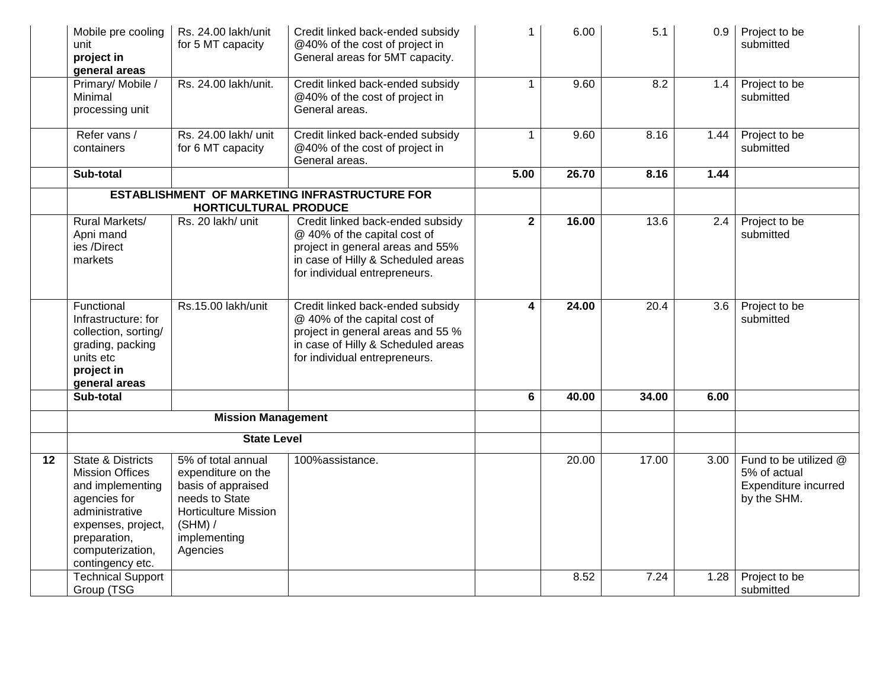| | | | | | | | | |
|---|---|---|---|---|---|---|---|---|
| | Mobile pre cooling unit **project in general areas** | Rs. 24.00 lakh/unit for 5 MT capacity | Credit linked back-ended subsidy @40% of the cost of project in General areas for 5MT capacity. | 1 | 6.00 | 5.1 | 0.9 | Project to be submitted |
| | Primary/ Mobile / Minimal processing unit | Rs. 24.00 lakh/unit. | Credit linked back-ended subsidy @40% of the cost of project in General areas. | 1 | 9.60 | 8.2 | 1.4 | Project to be submitted |
| | Refer vans / containers | Rs. 24.00 lakh/ unit for 6 MT capacity | Credit linked back-ended subsidy @40% of the cost of project in General areas. | 1 | 9.60 | 8.16 | 1.44 | Project to be submitted |
| | **Sub-total** | | | **5.00** | **26.70** | **8.16** | **1.44** | |
| | **ESTABLISHMENT OF MARKETING INFRASTRUCTURE FOR HORTICULTURAL PRODUCE** | | | | | | | |
| | Rural Markets/ Apni mand ies /Direct markets | Rs. 20 lakh/ unit | Credit linked back-ended subsidy @ 40% of the capital cost of project in general areas and 55% in case of Hilly & Scheduled areas for individual entrepreneurs. | **2** | **16.00** | 13.6 | 2.4 | Project to be submitted |
| | Functional Infrastructure: for collection, sorting/ grading, packing units etc **project in general areas** | Rs.15.00 lakh/unit | Credit linked back-ended subsidy @ 40% of the capital cost of project in general areas and 55 % in case of Hilly & Scheduled areas for individual entrepreneurs. | **4** | **24.00** | 20.4 | 3.6 | Project to be submitted |
| | **Sub-total** | | | **6** | **40.00** | **34.00** | **6.00** | |
| | **Mission Management** | | | | | | | |
| | **State Level** | | | | | | | |
| **12** | State & Districts Mission Offices and implementing agencies for administrative expenses, project, preparation, computerization, contingency etc. | 5% of total annual expenditure on the basis of appraised needs to State Horticulture Mission (SHM) / implementing Agencies | 100%assistance. | | 20.00 | 17.00 | 3.00 | Fund to be utilized @ 5% of actual Expenditure incurred by the SHM. |
| | Technical Support Group (TSG | | | | 8.52 | 7.24 | 1.28 | Project to be submitted |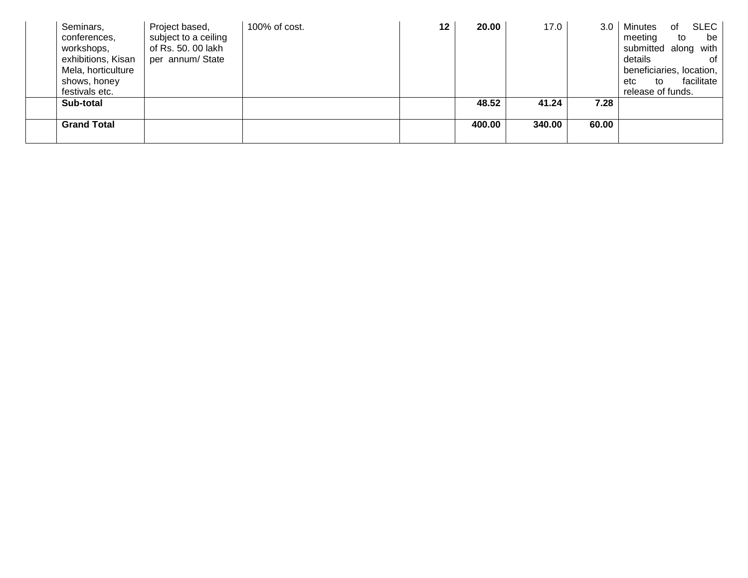| | | | | | | | | |
|---|---|---|---|---|---|---|---|---|
| | Seminars, conferences, workshops, exhibitions, Kisan Mela, horticulture shows, honey festivals etc. | Project based, subject to a ceiling of Rs. 50. 00 lakh per annum/ State | 100% of cost. | **12** | **20.00** | 17.0 | 3.0 | Minutes of SLEC meeting to be submitted along with details of beneficiaries, location, etc to facilitate release of funds. |
| | **Sub-total** | | | | **48.52** | **41.24** | **7.28** | |
| | **Grand Total** | | | | **400.00** | **340.00** | **60.00** | |